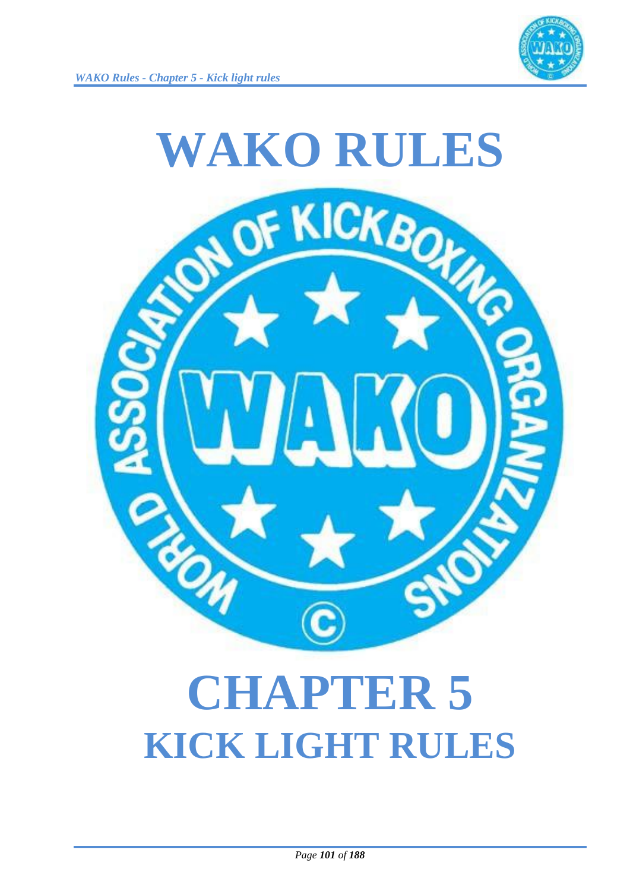# WAKO RULES

# CHAPTER 5

## KICK LIGHT RULES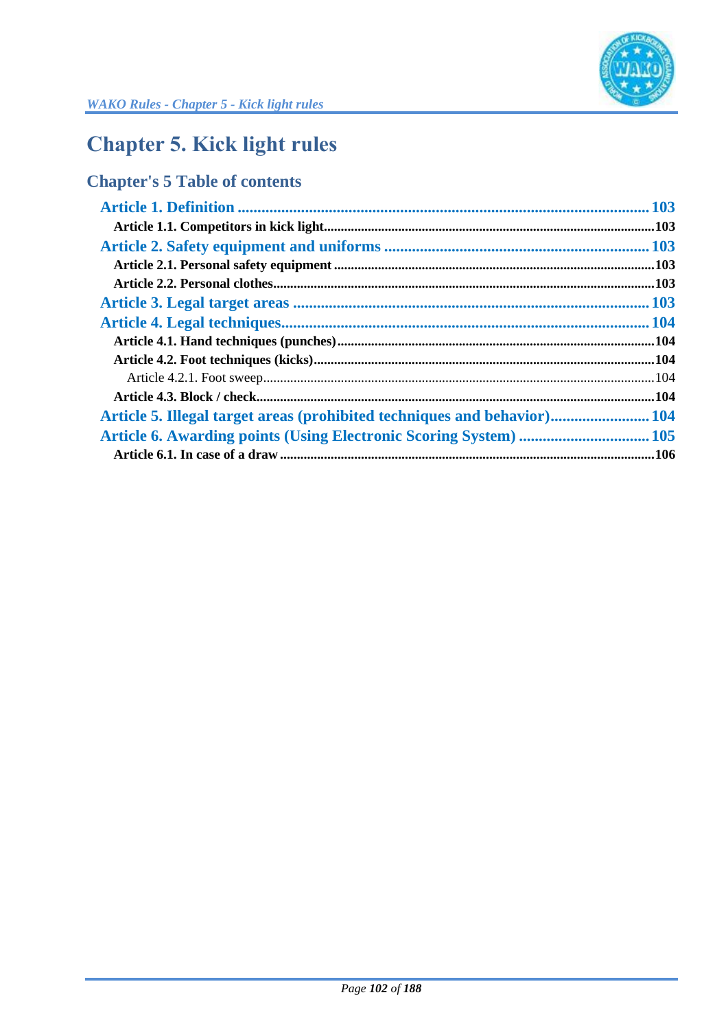# Chapter 5. Kick light rules

## Chapter's 5 Table of contents

Article 1. Definition ........................................................................................................ 103

- Article 1.1. Competitors in kick light.................................................................................103

Article 2. Safety equipment and uniforms ......................................................................... 103

- Article 2.1. Personal safety equipment .............................................................................103
- Article 2.2. Personal clothes...............................................................................................103

Article 3. Legal target areas ............................................................................................. 103

Article 4. Legal techniques................................................................................................ 104

- Article 4.1. Hand techniques (punches)............................................................................104
- Article 4.2. Foot techniques (kicks)...................................................................................104
  - Article 4.2.1. Foot sweep.................................................................................................104
- Article 4.3. Block / check..................................................................................................104

Article 5. Illegal target areas (prohibited techniques and behavior)........................ 104

Article 6. Awarding points (Using Electronic Scoring System) ................................ 105

- Article 6.1. In case of a draw ............................................................................................106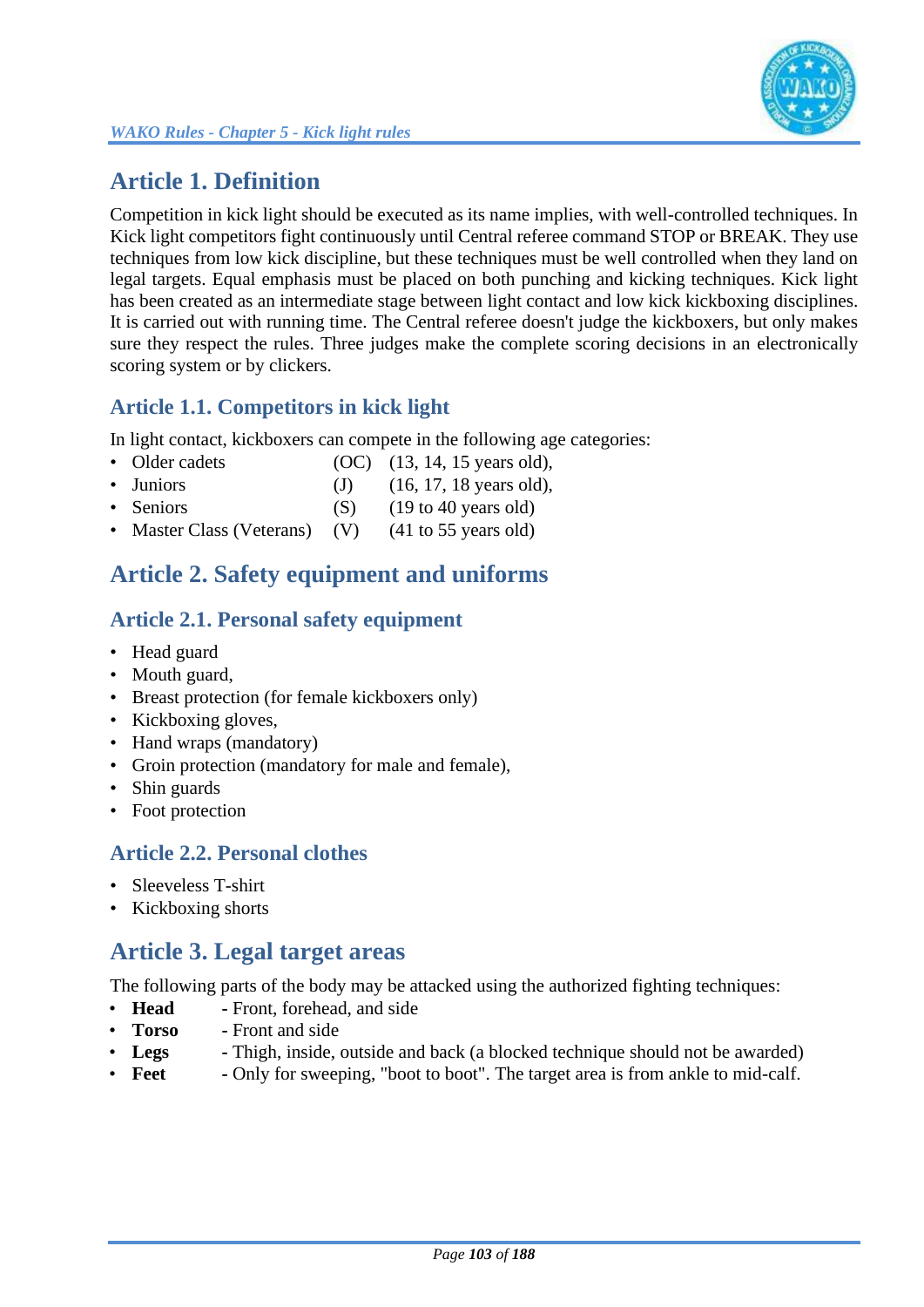## Article 1. Definition

Competition in kick light should be executed as its name implies, with well-controlled techniques. In Kick light competitors fight continuously until Central referee command STOP or BREAK. They use techniques from low kick discipline, but these techniques must be well controlled when they land on legal targets. Equal emphasis must be placed on both punching and kicking techniques. Kick light has been created as an intermediate stage between light contact and low kick kickboxing disciplines. It is carried out with running time. The Central referee doesn't judge the kickboxers, but only makes sure they respect the rules. Three judges make the complete scoring decisions in an electronically scoring system or by clickers.

### Article 1.1. Competitors in kick light

In light contact, kickboxers can compete in the following age categories:

- Older cadets (OC) (13, 14, 15 years old),
- Juniors (J) (16, 17, 18 years old),
- Seniors (S) (19 to 40 years old)
- Master Class (Veterans) (V) (41 to 55 years old)

## Article 2. Safety equipment and uniforms

### Article 2.1. Personal safety equipment

- Head guard
- Mouth guard,
- Breast protection (for female kickboxers only)
- Kickboxing gloves,
- Hand wraps (mandatory)
- Groin protection (mandatory for male and female),
- Shin guards
- Foot protection

### Article 2.2. Personal clothes

- Sleeveless T-shirt
- Kickboxing shorts

## Article 3. Legal target areas

The following parts of the body may be attacked using the authorized fighting techniques:

- **Head** - Front, forehead, and side
- **Torso** - Front and side
- **Legs** - Thigh, inside, outside and back (a blocked technique should not be awarded)
- **Feet** - Only for sweeping, "boot to boot". The target area is from ankle to mid-calf.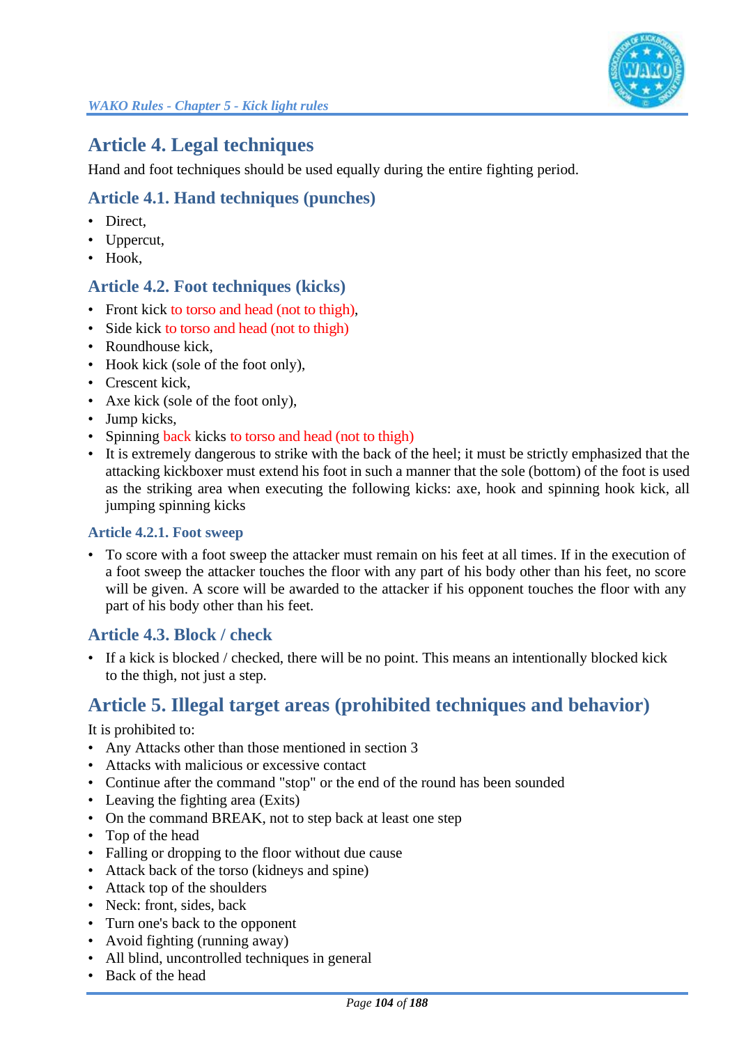## Article 4. Legal techniques

Hand and foot techniques should be used equally during the entire fighting period.

### Article 4.1. Hand techniques (punches)

- Direct,
- Uppercut,
- Hook,

### Article 4.2. Foot techniques (kicks)

- Front kick to torso and head (not to thigh),
- Side kick to torso and head (not to thigh)
- Roundhouse kick,
- Hook kick (sole of the foot only),
- Crescent kick,
- Axe kick (sole of the foot only),
- Jump kicks,
- Spinning back kicks to torso and head (not to thigh)
- It is extremely dangerous to strike with the back of the heel; it must be strictly emphasized that the attacking kickboxer must extend his foot in such a manner that the sole (bottom) of the foot is used as the striking area when executing the following kicks: axe, hook and spinning hook kick, all jumping spinning kicks

#### Article 4.2.1. Foot sweep

- To score with a foot sweep the attacker must remain on his feet at all times. If in the execution of a foot sweep the attacker touches the floor with any part of his body other than his feet, no score will be given. A score will be awarded to the attacker if his opponent touches the floor with any part of his body other than his feet.

### Article 4.3. Block / check

- If a kick is blocked / checked, there will be no point. This means an intentionally blocked kick to the thigh, not just a step.

## Article 5. Illegal target areas (prohibited techniques and behavior)

It is prohibited to:

- Any Attacks other than those mentioned in section 3
- Attacks with malicious or excessive contact
- Continue after the command "stop" or the end of the round has been sounded
- Leaving the fighting area (Exits)
- On the command BREAK, not to step back at least one step
- Top of the head
- Falling or dropping to the floor without due cause
- Attack back of the torso (kidneys and spine)
- Attack top of the shoulders
- Neck: front, sides, back
- Turn one's back to the opponent
- Avoid fighting (running away)
- All blind, uncontrolled techniques in general
- Back of the head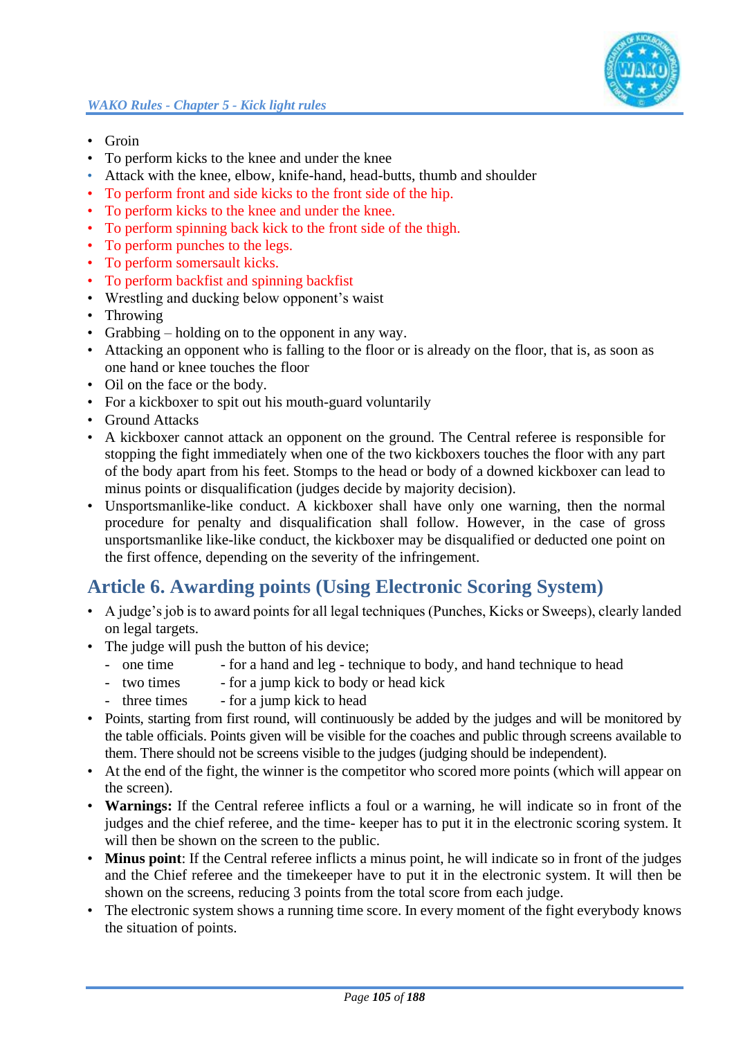- Groin
- To perform kicks to the knee and under the knee
- Attack with the knee, elbow, knife-hand, head-butts, thumb and shoulder
- To perform front and side kicks to the front side of the hip.
- To perform kicks to the knee and under the knee.
- To perform spinning back kick to the front side of the thigh.
- To perform punches to the legs.
- To perform somersault kicks.
- To perform backfist and spinning backfist
- Wrestling and ducking below opponent's waist
- Throwing
- Grabbing – holding on to the opponent in any way.
- Attacking an opponent who is falling to the floor or is already on the floor, that is, as soon as one hand or knee touches the floor
- Oil on the face or the body.
- For a kickboxer to spit out his mouth-guard voluntarily
- Ground Attacks
- A kickboxer cannot attack an opponent on the ground. The Central referee is responsible for stopping the fight immediately when one of the two kickboxers touches the floor with any part of the body apart from his feet. Stomps to the head or body of a downed kickboxer can lead to minus points or disqualification (judges decide by majority decision).
- Unsportsmanlike-like conduct. A kickboxer shall have only one warning, then the normal procedure for penalty and disqualification shall follow. However, in the case of gross unsportsmanlike like-like conduct, the kickboxer may be disqualified or deducted one point on the first offence, depending on the severity of the infringement.

## Article 6. Awarding points (Using Electronic Scoring System)

- A judge's job is to award points for all legal techniques (Punches, Kicks or Sweeps), clearly landed on legal targets.
- The judge will push the button of his device;
  - one time - for a hand and leg - technique to body, and hand technique to head
  - two times - for a jump kick to body or head kick
  - three times - for a jump kick to head
- Points, starting from first round, will continuously be added by the judges and will be monitored by the table officials. Points given will be visible for the coaches and public through screens available to them. There should not be screens visible to the judges (judging should be independent).
- At the end of the fight, the winner is the competitor who scored more points (which will appear on the screen).
- **Warnings:** If the Central referee inflicts a foul or a warning, he will indicate so in front of the judges and the chief referee, and the time- keeper has to put it in the electronic scoring system. It will then be shown on the screen to the public.
- **Minus point**: If the Central referee inflicts a minus point, he will indicate so in front of the judges and the Chief referee and the timekeeper have to put it in the electronic system. It will then be shown on the screens, reducing 3 points from the total score from each judge.
- The electronic system shows a running time score. In every moment of the fight everybody knows the situation of points.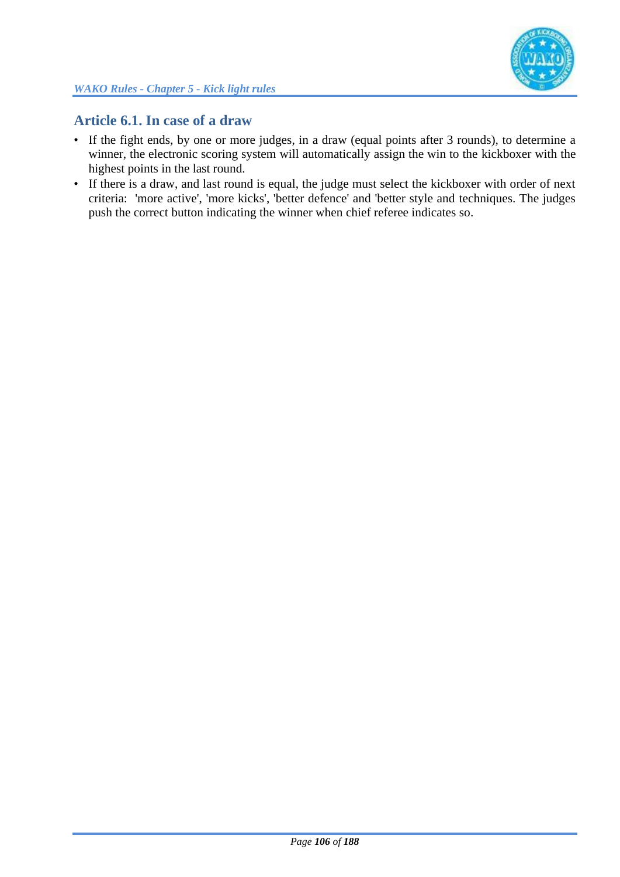### Article 6.1. In case of a draw

- If the fight ends, by one or more judges, in a draw (equal points after 3 rounds), to determine a winner, the electronic scoring system will automatically assign the win to the kickboxer with the highest points in the last round.
- If there is a draw, and last round is equal, the judge must select the kickboxer with order of next criteria: 'more active', 'more kicks', 'better defence' and 'better style and techniques. The judges push the correct button indicating the winner when chief referee indicates so.